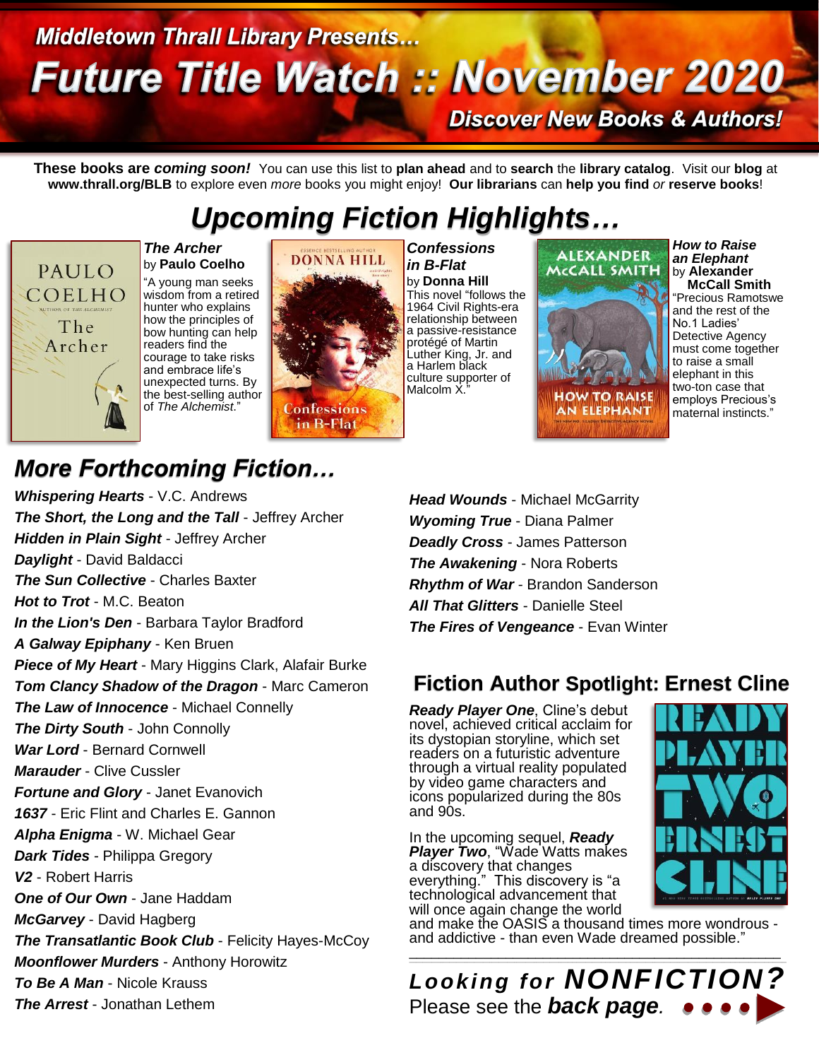# Middletown Thrall Library Presents...

# Future Title Watch :: November 2020

**Discover New Books & Authors!**

**These books are *coming soon!*** You can use this list to **plan ahead** and to **search** the **library catalog**. Visit our **blog** at **www.thrall.org/BLB** to explore even *more* books you might enjoy! **Our librarians** can **help you find** *or* **reserve books**!

## *Upcoming Fiction Highlights…*

***The Archer*** by **Paulo Coelho**
"A young man seeks wisdom from a retired hunter who explains how the principles of bow hunting can help readers find the courage to take risks and embrace life's unexpected turns. By the best-selling author of *The Alchemist*."

***Confessions in B-Flat*** by **Donna Hill**
This novel "follows the 1964 Civil Rights-era relationship between a passive-resistance protégé of Martin Luther King, Jr. and a Harlem black culture supporter of Malcolm X."

***How to Raise an Elephant*** by **Alexander McCall Smith**
"Precious Ramotswe and the rest of the No.1 Ladies' Detective Agency must come together to raise a small elephant in this two-ton case that employs Precious's maternal instincts."

## *More Forthcoming Fiction…*

***Whispering Hearts*** - V.C. Andrews
***The Short, the Long and the Tall*** - Jeffrey Archer
***Hidden in Plain Sight*** - Jeffrey Archer
***Daylight*** - David Baldacci
***The Sun Collective*** - Charles Baxter
***Hot to Trot*** - M.C. Beaton
***In the Lion's Den*** - Barbara Taylor Bradford
***A Galway Epiphany*** - Ken Bruen
***Piece of My Heart*** - Mary Higgins Clark, Alafair Burke
***Tom Clancy Shadow of the Dragon*** - Marc Cameron
***The Law of Innocence*** - Michael Connelly
***The Dirty South*** - John Connolly
***War Lord*** - Bernard Cornwell
***Marauder*** - Clive Cussler
***Fortune and Glory*** - Janet Evanovich
***1637*** - Eric Flint and Charles E. Gannon
***Alpha Enigma*** - W. Michael Gear
***Dark Tides*** - Philippa Gregory
***V2*** - Robert Harris
***One of Our Own*** - Jane Haddam
***McGarvey*** - David Hagberg
***The Transatlantic Book Club*** - Felicity Hayes-McCoy
***Moonflower Murders*** - Anthony Horowitz
***To Be A Man*** - Nicole Krauss
***The Arrest*** - Jonathan Lethem
***Head Wounds*** - Michael McGarrity
***Wyoming True*** - Diana Palmer
***Deadly Cross*** - James Patterson
***The Awakening*** - Nora Roberts
***Rhythm of War*** - Brandon Sanderson
***All That Glitters*** - Danielle Steel
***The Fires of Vengeance*** - Evan Winter

## Fiction Author Spotlight: Ernest Cline

***Ready Player One***, Cline's debut novel, achieved critical acclaim for its dystopian storyline, which set readers on a futuristic adventure through a virtual reality populated by video game characters and icons popularized during the 80s and 90s.

In the upcoming sequel, ***Ready Player Two***, "Wade Watts makes a discovery that changes everything." This discovery is "a technological advancement that will once again change the world and make the OASIS a thousand times more wondrous - and addictive - than even Wade dreamed possible."

***Looking for NONFICTION?***
Please see the ***back page***.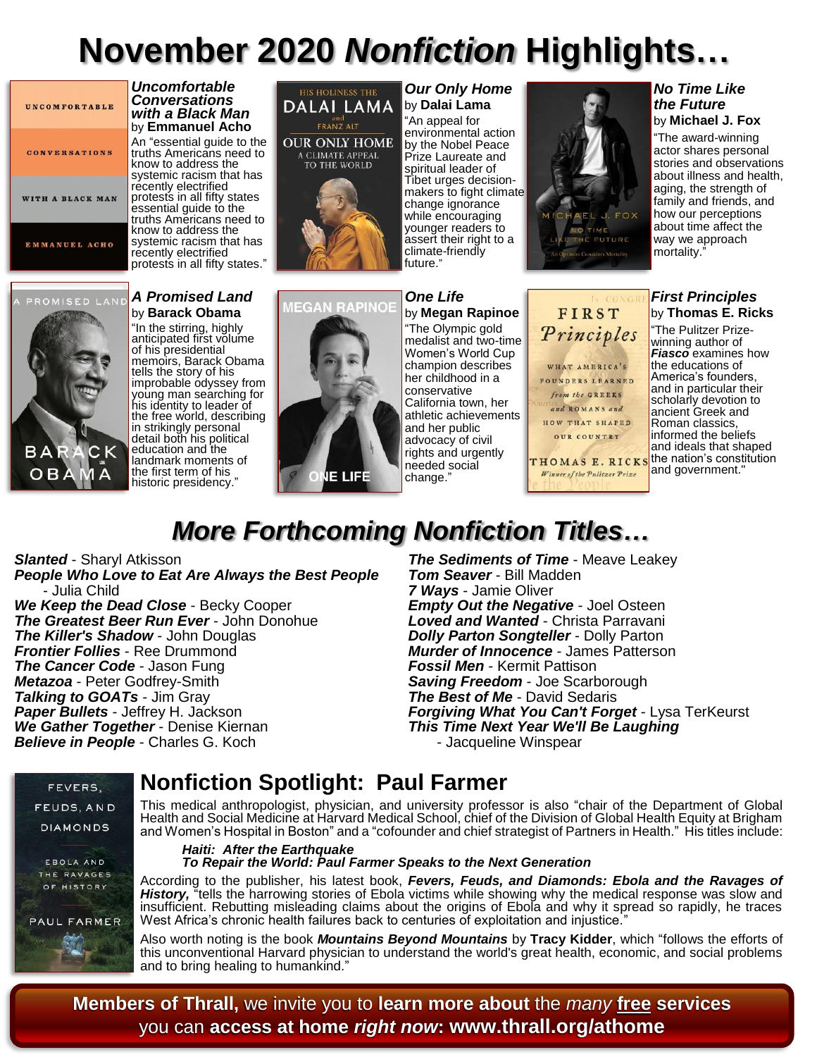# November 2020 *Nonfiction* Highlights…

### ***Uncomfortable Conversations with a Black Man***

by **Emmanuel Acho**

An "essential guide to the truths Americans need to know to address the systemic racism that has recently electrified protests in all fifty states essential guide to the truths Americans need to know to address the systemic racism that has recently electrified protests in all fifty states."

### ***Our Only Home***

by **Dalai Lama**

"An appeal for environmental action by the Nobel Peace Prize Laureate and spiritual leader of Tibet urges decision-makers to fight climate change ignorance while encouraging younger readers to assert their right to a climate-friendly future."

### ***No Time Like the Future***

by **Michael J. Fox**

"The award-winning actor shares personal stories and observations about illness and health, aging, the strength of family and friends, and how our perceptions about time affect the way we approach mortality."

### ***A Promised Land***

by **Barack Obama**

"In the stirring, highly anticipated first volume of his presidential memoirs, Barack Obama tells the story of his improbable odyssey from young man searching for his identity to leader of the free world, describing in strikingly personal detail both his political education and the landmark moments of the first term of his historic presidency."

### ***One Life***

by **Megan Rapinoe**

"The Olympic gold medalist and two-time Women's World Cup champion describes her childhood in a conservative California town, her athletic achievements and her public advocacy of civil rights and urgently needed social change."

### ***First Principles***

by **Thomas E. Ricks**

"The Pulitzer Prize-winning author of ***Fiasco*** examines how the educations of America's founders, and in particular their scholarly devotion to ancient Greek and Roman classics, informed the beliefs and ideals that shaped the nation's constitution and government."

## *More Forthcoming Nonfiction Titles…*

***Slanted*** - Sharyl Atkisson
***People Who Love to Eat Are Always the Best People*** - Julia Child
***We Keep the Dead Close*** - Becky Cooper
***The Greatest Beer Run Ever*** - John Donohue
***The Killer's Shadow*** - John Douglas
***Frontier Follies*** - Ree Drummond
***The Cancer Code*** - Jason Fung
***Metazoa*** - Peter Godfrey-Smith
***Talking to GOATs*** - Jim Gray
***Paper Bullets*** - Jeffrey H. Jackson
***We Gather Together*** - Denise Kiernan
***Believe in People*** - Charles G. Koch
***The Sediments of Time*** - Meave Leakey
***Tom Seaver*** - Bill Madden
***7 Ways*** - Jamie Oliver
***Empty Out the Negative*** - Joel Osteen
***Loved and Wanted*** - Christa Parravani
***Dolly Parton Songteller*** - Dolly Parton
***Murder of Innocence*** - James Patterson
***Fossil Men*** - Kermit Pattison
***Saving Freedom*** - Joe Scarborough
***The Best of Me*** - David Sedaris
***Forgiving What You Can't Forget*** - Lysa TerKeurst
***This Time Next Year We'll Be Laughing*** - Jacqueline Winspear

## Nonfiction Spotlight: Paul Farmer

This medical anthropologist, physician, and university professor is also "chair of the Department of Global Health and Social Medicine at Harvard Medical School, chief of the Division of Global Health Equity at Brigham and Women's Hospital in Boston" and a "cofounder and chief strategist of Partners in Health." His titles include:

***Haiti: After the Earthquake***
***To Repair the World: Paul Farmer Speaks to the Next Generation***

According to the publisher, his latest book, ***Fevers, Feuds, and Diamonds: Ebola and the Ravages of History,*** "tells the harrowing stories of Ebola victims while showing why the medical response was slow and insufficient. Rebutting misleading claims about the origins of Ebola and why it spread so rapidly, he traces West Africa's chronic health failures back to centuries of exploitation and injustice."

Also worth noting is the book ***Mountains Beyond Mountains*** by **Tracy Kidder**, which "follows the efforts of this unconventional Harvard physician to understand the world's great health, economic, and social problems and to bring healing to humankind."

**Members of Thrall,** we invite you to **learn more about** the *many* **free services** you can **access at home** ***right now*****: www.thrall.org/athome**